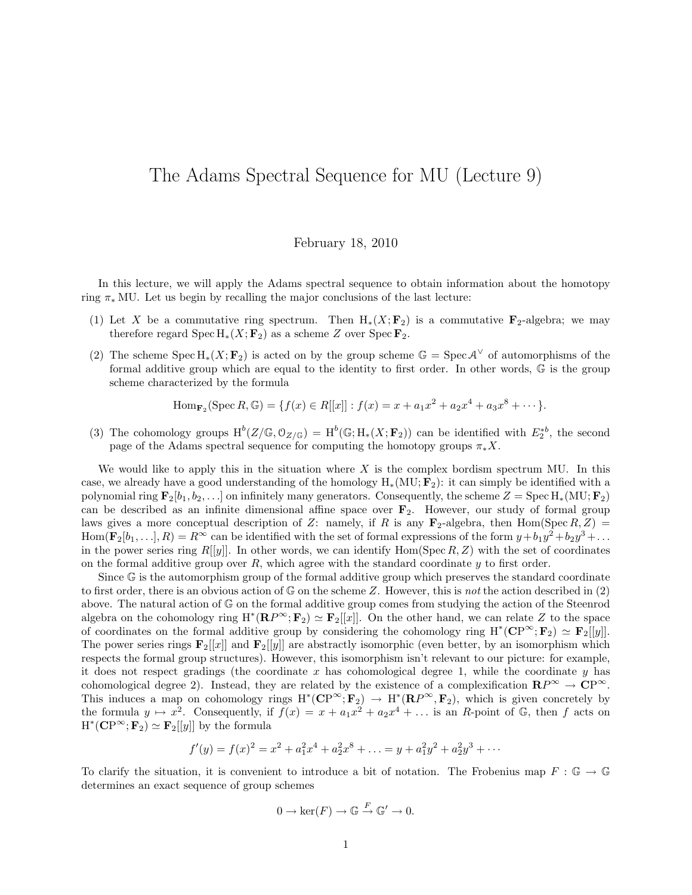# The Adams Spectral Sequence for MU (Lecture 9)

February 18, 2010

In this lecture, we will apply the Adams spectral sequence to obtain information about the homotopy ring $\pi_* \mathrm{MU}$. Let us begin by recalling the major conclusions of the last lecture:

(1) Let $X$ be a commutative ring spectrum. Then $\mathrm{H}_*(X; \mathbf{F}_2)$ is a commutative $\mathbf{F}_2$-algebra; we may therefore regard $\mathrm{Spec}\, \mathrm{H}_*(X; \mathbf{F}_2)$ as a scheme $Z$ over $\mathrm{Spec}\, \mathbf{F}_2$.

(2) The scheme $\mathrm{Spec}\, \mathrm{H}_*(X; \mathbf{F}_2)$ is acted on by the group scheme $\mathbb{G} = \mathrm{Spec}\, \mathcal{A}^\vee$ of automorphisms of the formal additive group which are equal to the identity to first order. In other words, $\mathbb{G}$ is the group scheme characterized by the formula

$$\mathrm{Hom}_{\mathbf{F}_2}(\mathrm{Spec}\, R, \mathbb{G}) = \{f(x) \in R[[x]] : f(x) = x + a_1 x^2 + a_2 x^4 + a_3 x^8 + \cdots\}.$$

(3) The cohomology groups $\mathrm{H}^b(Z/\mathbb{G}, \mathcal{O}_{Z/\mathbb{G}}) = \mathrm{H}^b(\mathbb{G}; \mathrm{H}_*(X; \mathbf{F}_2))$ can be identified with $E_2^{*b}$, the second page of the Adams spectral sequence for computing the homotopy groups $\pi_* X$.

We would like to apply this in the situation where $X$ is the complex bordism spectrum MU. In this case, we already have a good understanding of the homology $\mathrm{H}_*(\mathrm{MU}; \mathbf{F}_2)$: it can simply be identified with a polynomial ring $\mathbf{F}_2[b_1, b_2, \ldots]$ on infinitely many generators. Consequently, the scheme $Z = \mathrm{Spec}\, \mathrm{H}_*(\mathrm{MU}; \mathbf{F}_2)$ can be described as an infinite dimensional affine space over $\mathbf{F}_2$. However, our study of formal group laws gives a more conceptual description of $Z$: namely, if $R$ is any $\mathbf{F}_2$-algebra, then $\mathrm{Hom}(\mathrm{Spec}\, R, Z) = \mathrm{Hom}(\mathbf{F}_2[b_1, \ldots], R) = R^\infty$ can be identified with the set of formal expressions of the form $y + b_1 y^2 + b_2 y^3 + \ldots$ in the power series ring $R[[y]]$. In other words, we can identify $\mathrm{Hom}(\mathrm{Spec}\, R, Z)$ with the set of coordinates on the formal additive group over $R$, which agree with the standard coordinate $y$ to first order.

Since $\mathbb{G}$ is the automorphism group of the formal additive group which preserves the standard coordinate to first order, there is an obvious action of $\mathbb{G}$ on the scheme $Z$. However, this is *not* the action described in (2) above. The natural action of $\mathbb{G}$ on the formal additive group comes from studying the action of the Steenrod algebra on the cohomology ring $\mathrm{H}^*(\mathbf{R}P^\infty; \mathbf{F}_2) \simeq \mathbf{F}_2[[x]]$. On the other hand, we can relate $Z$ to the space of coordinates on the formal additive group by considering the cohomology ring $\mathrm{H}^*(\mathbf{C}\mathrm{P}^\infty; \mathbf{F}_2) \simeq \mathbf{F}_2[[y]]$. The power series rings $\mathbf{F}_2[[x]]$ and $\mathbf{F}_2[[y]]$ are abstractly isomorphic (even better, by an isomorphism which respects the formal group structures). However, this isomorphism isn't relevant to our picture: for example, it does not respect gradings (the coordinate $x$ has cohomological degree 1, while the coordinate $y$ has cohomological degree 2). Instead, they are related by the existence of a complexification $\mathbf{R}P^\infty \to \mathbf{C}\mathrm{P}^\infty$. This induces a map on cohomology rings $\mathrm{H}^*(\mathbf{C}\mathrm{P}^\infty; \mathbf{F}_2) \to \mathrm{H}^*(\mathbf{R}P^\infty, \mathbf{F}_2)$, which is given concretely by the formula $y \mapsto x^2$. Consequently, if $f(x) = x + a_1 x^2 + a_2 x^4 + \ldots$ is an $R$-point of $\mathbb{G}$, then $f$ acts on $\mathrm{H}^*(\mathbf{C}\mathrm{P}^\infty; \mathbf{F}_2) \simeq \mathbf{F}_2[[y]]$ by the formula

$$f'(y) = f(x)^2 = x^2 + a_1^2 x^4 + a_2^2 x^8 + \ldots = y + a_1^2 y^2 + a_2^2 y^3 + \cdots$$

To clarify the situation, it is convenient to introduce a bit of notation. The Frobenius map $F : \mathbb{G} \to \mathbb{G}$ determines an exact sequence of group schemes

$$0 \to \ker(F) \to \mathbb{G} \xrightarrow{F} \mathbb{G}' \to 0.$$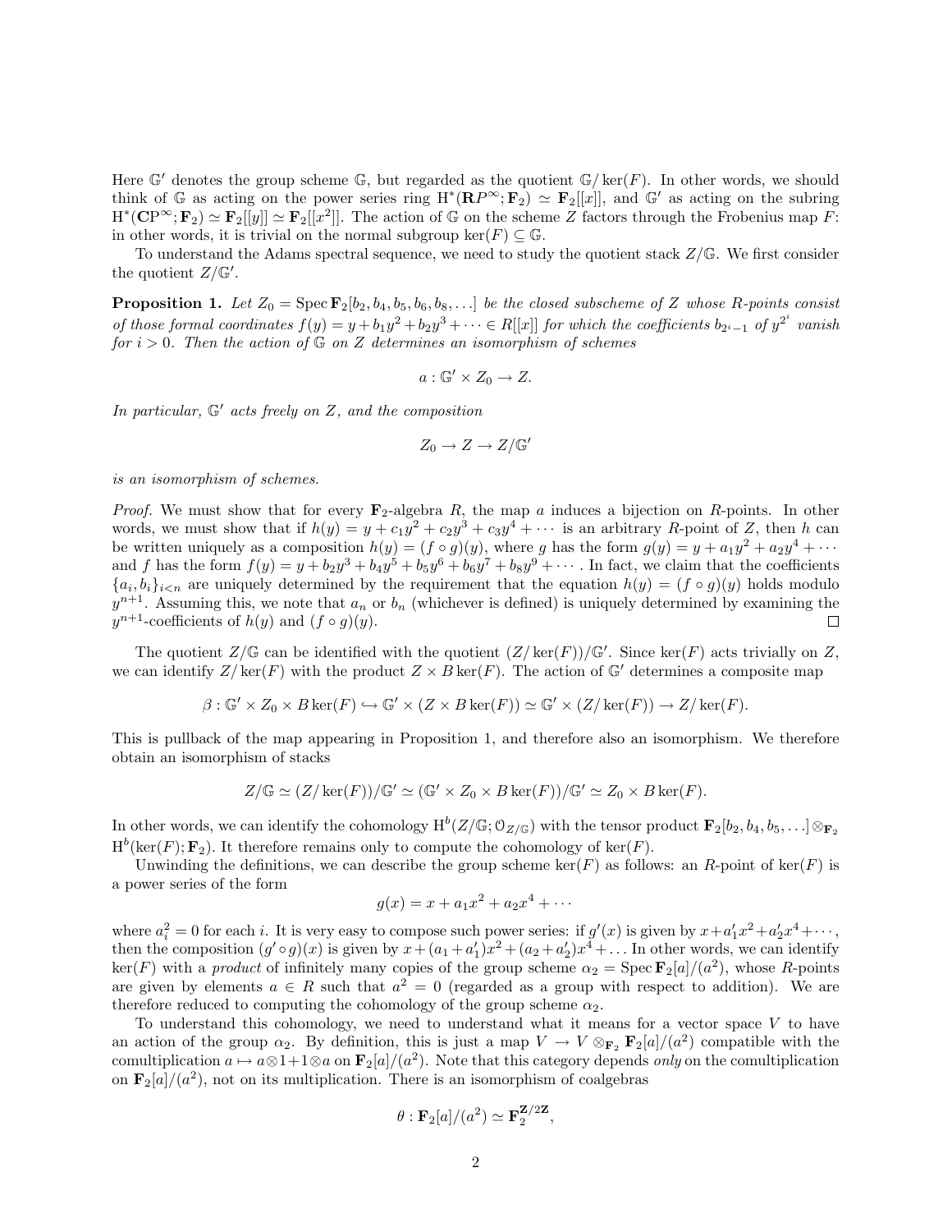Here $\mathbb{G}'$ denotes the group scheme $\mathbb{G}$, but regarded as the quotient $\mathbb{G}/\ker(F)$. In other words, we should think of $\mathbb{G}$ as acting on the power series ring $\mathrm{H}^*(\mathbf{R}P^\infty; \mathbf{F}_2) \simeq \mathbf{F}_2[[x]]$, and $\mathbb{G}'$ as acting on the subring $\mathrm{H}^*(\mathbf{C}\mathrm{P}^\infty; \mathbf{F}_2) \simeq \mathbf{F}_2[[y]] \simeq \mathbf{F}_2[[x^2]]$. The action of $\mathbb{G}$ on the scheme $Z$ factors through the Frobenius map $F$: in other words, it is trivial on the normal subgroup $\ker(F) \subseteq \mathbb{G}$.

To understand the Adams spectral sequence, we need to study the quotient stack $Z/\mathbb{G}$. We first consider the quotient $Z/\mathbb{G}'$.

**Proposition 1.** *Let $Z_0 = \operatorname{Spec} \mathbf{F}_2[b_2, b_4, b_5, b_6, b_8, \ldots]$ be the closed subscheme of $Z$ whose $R$-points consist of those formal coordinates $f(y) = y + b_1 y^2 + b_2 y^3 + \cdots \in R[[x]]$ for which the coefficients $b_{2^i - 1}$ of $y^{2^i}$ vanish for $i > 0$. Then the action of $\mathbb{G}$ on $Z$ determines an isomorphism of schemes*

$$a : \mathbb{G}' \times Z_0 \to Z.$$

*In particular, $\mathbb{G}'$ acts freely on $Z$, and the composition*

$$Z_0 \to Z \to Z/\mathbb{G}'$$

*is an isomorphism of schemes.*

*Proof.* We must show that for every $\mathbf{F}_2$-algebra $R$, the map $a$ induces a bijection on $R$-points. In other words, we must show that if $h(y) = y + c_1 y^2 + c_2 y^3 + c_3 y^4 + \cdots$ is an arbitrary $R$-point of $Z$, then $h$ can be written uniquely as a composition $h(y) = (f \circ g)(y)$, where $g$ has the form $g(y) = y + a_1 y^2 + a_2 y^4 + \cdots$ and $f$ has the form $f(y) = y + b_2 y^3 + b_4 y^5 + b_5 y^6 + b_6 y^7 + b_8 y^9 + \cdots$. In fact, we claim that the coefficients $\{a_i, b_i\}_{i<n}$ are uniquely determined by the requirement that the equation $h(y) = (f \circ g)(y)$ holds modulo $y^{n+1}$. Assuming this, we note that $a_n$ or $b_n$ (whichever is defined) is uniquely determined by examining the $y^{n+1}$-coefficients of $h(y)$ and $(f \circ g)(y)$. $\square$

The quotient $Z/\mathbb{G}$ can be identified with the quotient $(Z/\ker(F))/\mathbb{G}'$. Since $\ker(F)$ acts trivially on $Z$, we can identify $Z/\ker(F)$ with the product $Z \times B\ker(F)$. The action of $\mathbb{G}'$ determines a composite map

$$\beta : \mathbb{G}' \times Z_0 \times B\ker(F) \hookrightarrow \mathbb{G}' \times (Z \times B\ker(F)) \simeq \mathbb{G}' \times (Z/\ker(F)) \to Z/\ker(F).$$

This is pullback of the map appearing in Proposition 1, and therefore also an isomorphism. We therefore obtain an isomorphism of stacks

$$Z/\mathbb{G} \simeq (Z/\ker(F))/\mathbb{G}' \simeq (\mathbb{G}' \times Z_0 \times B\ker(F))/\mathbb{G}' \simeq Z_0 \times B\ker(F).$$

In other words, we can identify the cohomology $\mathrm{H}^b(Z/\mathbb{G}; \mathcal{O}_{Z/\mathbb{G}})$ with the tensor product $\mathbf{F}_2[b_2, b_4, b_5, \ldots] \otimes_{\mathbf{F}_2} \mathrm{H}^b(\ker(F); \mathbf{F}_2)$. It therefore remains only to compute the cohomology of $\ker(F)$.

Unwinding the definitions, we can describe the group scheme $\ker(F)$ as follows: an $R$-point of $\ker(F)$ is a power series of the form

$$g(x) = x + a_1 x^2 + a_2 x^4 + \cdots$$

where $a_i^2 = 0$ for each $i$. It is very easy to compose such power series: if $g'(x)$ is given by $x + a_1' x^2 + a_2' x^4 + \cdots$, then the composition $(g' \circ g)(x)$ is given by $x + (a_1 + a_1')x^2 + (a_2 + a_2')x^4 + \ldots$ In other words, we can identify $\ker(F)$ with a *product* of infinitely many copies of the group scheme $\alpha_2 = \operatorname{Spec} \mathbf{F}_2[a]/(a^2)$, whose $R$-points are given by elements $a \in R$ such that $a^2 = 0$ (regarded as a group with respect to addition). We are therefore reduced to computing the cohomology of the group scheme $\alpha_2$.

To understand this cohomology, we need to understand what it means for a vector space $V$ to have an action of the group $\alpha_2$. By definition, this is just a map $V \to V \otimes_{\mathbf{F}_2} \mathbf{F}_2[a]/(a^2)$ compatible with the comultiplication $a \mapsto a \otimes 1 + 1 \otimes a$ on $\mathbf{F}_2[a]/(a^2)$. Note that this category depends *only* on the comultiplication on $\mathbf{F}_2[a]/(a^2)$, not on its multiplication. There is an isomorphism of coalgebras

$$\theta : \mathbf{F}_2[a]/(a^2) \simeq \mathbf{F}_2^{\mathbf{Z}/2\mathbf{Z}},$$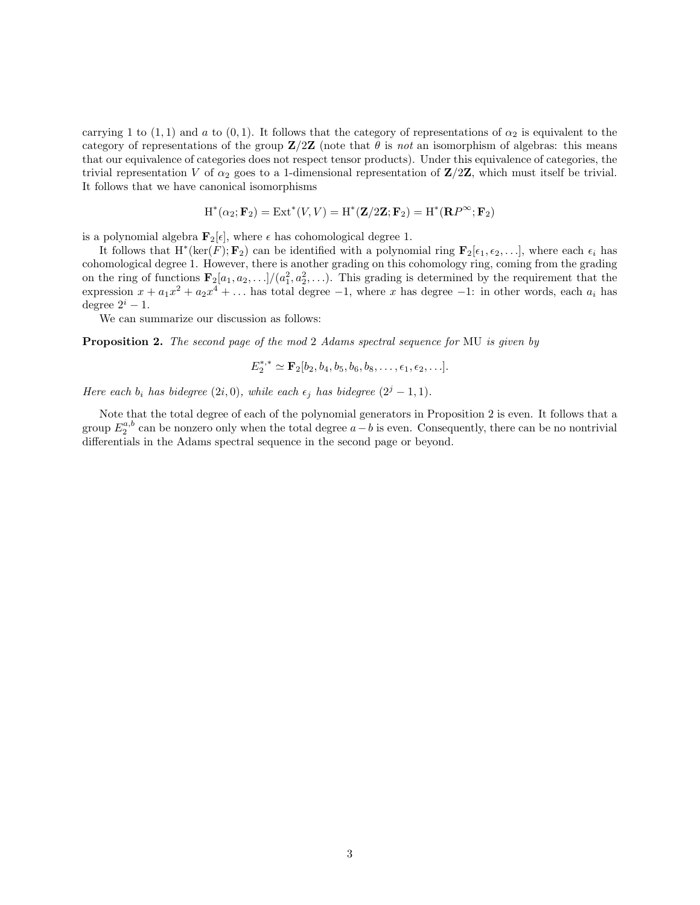carrying 1 to $(1,1)$ and $a$ to $(0,1)$. It follows that the category of representations of $\alpha_2$ is equivalent to the category of representations of the group $\mathbf{Z}/2\mathbf{Z}$ (note that $\theta$ is *not* an isomorphism of algebras: this means that our equivalence of categories does not respect tensor products). Under this equivalence of categories, the trivial representation $V$ of $\alpha_2$ goes to a 1-dimensional representation of $\mathbf{Z}/2\mathbf{Z}$, which must itself be trivial. It follows that we have canonical isomorphisms

$$\mathrm{H}^*(\alpha_2; \mathbf{F}_2) = \mathrm{Ext}^*(V, V) = \mathrm{H}^*(\mathbf{Z}/2\mathbf{Z}; \mathbf{F}_2) = \mathrm{H}^*(\mathbf{R}P^\infty; \mathbf{F}_2)$$

is a polynomial algebra $\mathbf{F}_2[\epsilon]$, where $\epsilon$ has cohomological degree 1.

It follows that $\mathrm{H}^*(\ker(F); \mathbf{F}_2)$ can be identified with a polynomial ring $\mathbf{F}_2[\epsilon_1, \epsilon_2, \ldots]$, where each $\epsilon_i$ has cohomological degree 1. However, there is another grading on this cohomology ring, coming from the grading on the ring of functions $\mathbf{F}_2[a_1, a_2, \ldots]/(a_1^2, a_2^2, \ldots)$. This grading is determined by the requirement that the expression $x + a_1 x^2 + a_2 x^4 + \ldots$ has total degree $-1$, where $x$ has degree $-1$: in other words, each $a_i$ has degree $2^i - 1$.

We can summarize our discussion as follows:

**Proposition 2.** *The second page of the mod 2 Adams spectral sequence for* MU *is given by*

$$E_2^{*,*} \simeq \mathbf{F}_2[b_2, b_4, b_5, b_6, b_8, \ldots, \epsilon_1, \epsilon_2, \ldots].$$

*Here each $b_i$ has bidegree $(2i, 0)$, while each $\epsilon_j$ has bidegree $(2^j - 1, 1)$.*

Note that the total degree of each of the polynomial generators in Proposition 2 is even. It follows that a group $E_2^{a,b}$ can be nonzero only when the total degree $a - b$ is even. Consequently, there can be no nontrivial differentials in the Adams spectral sequence in the second page or beyond.